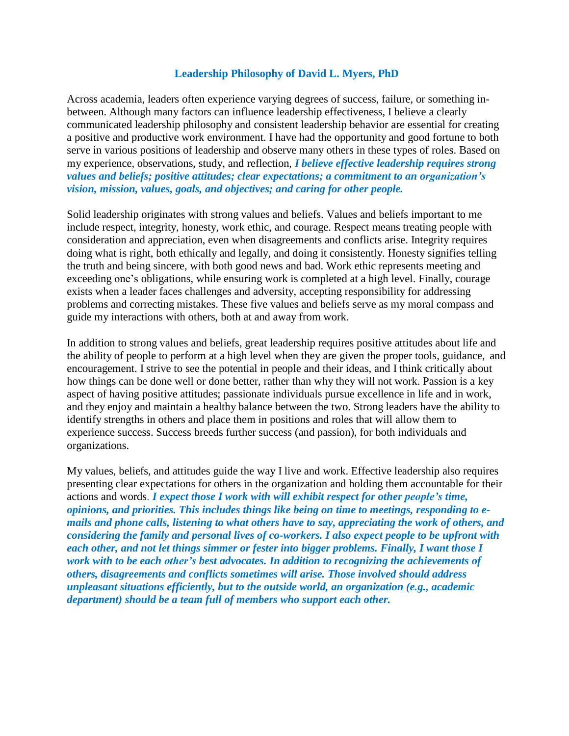# Leadership Philosophy of David L. Myers, PhD

Across academia, leaders often experience varying degrees of success, failure, or something in-between. Although many factors can influence leadership effectiveness, I believe a clearly communicated leadership philosophy and consistent leadership behavior are essential for creating a positive and productive work environment. I have had the opportunity and good fortune to both serve in various positions of leadership and observe many others in these types of roles. Based on my experience, observations, study, and reflection, ***I believe effective leadership requires strong values and beliefs; positive attitudes; clear expectations; a commitment to an organization's vision, mission, values, goals, and objectives; and caring for other people.***

Solid leadership originates with strong values and beliefs. Values and beliefs important to me include respect, integrity, honesty, work ethic, and courage. Respect means treating people with consideration and appreciation, even when disagreements and conflicts arise. Integrity requires doing what is right, both ethically and legally, and doing it consistently. Honesty signifies telling the truth and being sincere, with both good news and bad. Work ethic represents meeting and exceeding one's obligations, while ensuring work is completed at a high level. Finally, courage exists when a leader faces challenges and adversity, accepting responsibility for addressing problems and correcting mistakes. These five values and beliefs serve as my moral compass and guide my interactions with others, both at and away from work.

In addition to strong values and beliefs, great leadership requires positive attitudes about life and the ability of people to perform at a high level when they are given the proper tools, guidance, and encouragement. I strive to see the potential in people and their ideas, and I think critically about how things can be done well or done better, rather than why they will not work. Passion is a key aspect of having positive attitudes; passionate individuals pursue excellence in life and in work, and they enjoy and maintain a healthy balance between the two. Strong leaders have the ability to identify strengths in others and place them in positions and roles that will allow them to experience success. Success breeds further success (and passion), for both individuals and organizations.

My values, beliefs, and attitudes guide the way I live and work. Effective leadership also requires presenting clear expectations for others in the organization and holding them accountable for their actions and words. ***I expect those I work with will exhibit respect for other people's time, opinions, and priorities. This includes things like being on time to meetings, responding to e-mails and phone calls, listening to what others have to say, appreciating the work of others, and considering the family and personal lives of co-workers. I also expect people to be upfront with each other, and not let things simmer or fester into bigger problems. Finally, I want those I work with to be each other's best advocates. In addition to recognizing the achievements of others, disagreements and conflicts sometimes will arise. Those involved should address unpleasant situations efficiently, but to the outside world, an organization (e.g., academic department) should be a team full of members who support each other.***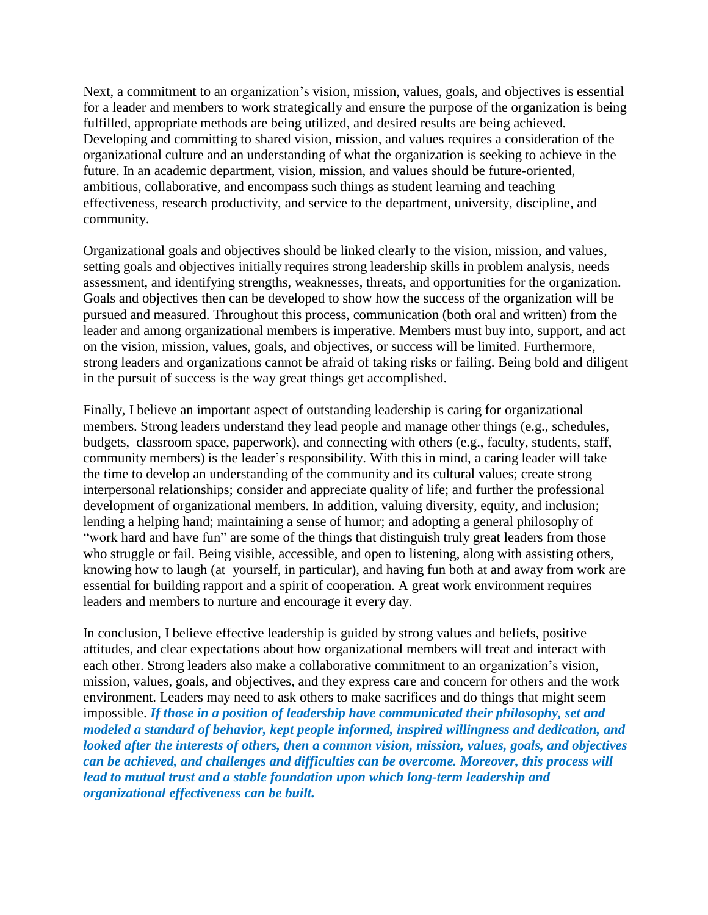Next, a commitment to an organization's vision, mission, values, goals, and objectives is essential for a leader and members to work strategically and ensure the purpose of the organization is being fulfilled, appropriate methods are being utilized, and desired results are being achieved. Developing and committing to shared vision, mission, and values requires a consideration of the organizational culture and an understanding of what the organization is seeking to achieve in the future. In an academic department, vision, mission, and values should be future-oriented, ambitious, collaborative, and encompass such things as student learning and teaching effectiveness, research productivity, and service to the department, university, discipline, and community.

Organizational goals and objectives should be linked clearly to the vision, mission, and values, setting goals and objectives initially requires strong leadership skills in problem analysis, needs assessment, and identifying strengths, weaknesses, threats, and opportunities for the organization. Goals and objectives then can be developed to show how the success of the organization will be pursued and measured. Throughout this process, communication (both oral and written) from the leader and among organizational members is imperative. Members must buy into, support, and act on the vision, mission, values, goals, and objectives, or success will be limited. Furthermore, strong leaders and organizations cannot be afraid of taking risks or failing. Being bold and diligent in the pursuit of success is the way great things get accomplished.

Finally, I believe an important aspect of outstanding leadership is caring for organizational members. Strong leaders understand they lead people and manage other things (e.g., schedules, budgets, classroom space, paperwork), and connecting with others (e.g., faculty, students, staff, community members) is the leader's responsibility. With this in mind, a caring leader will take the time to develop an understanding of the community and its cultural values; create strong interpersonal relationships; consider and appreciate quality of life; and further the professional development of organizational members. In addition, valuing diversity, equity, and inclusion; lending a helping hand; maintaining a sense of humor; and adopting a general philosophy of "work hard and have fun" are some of the things that distinguish truly great leaders from those who struggle or fail. Being visible, accessible, and open to listening, along with assisting others, knowing how to laugh (at yourself, in particular), and having fun both at and away from work are essential for building rapport and a spirit of cooperation. A great work environment requires leaders and members to nurture and encourage it every day.

In conclusion, I believe effective leadership is guided by strong values and beliefs, positive attitudes, and clear expectations about how organizational members will treat and interact with each other. Strong leaders also make a collaborative commitment to an organization's vision, mission, values, goals, and objectives, and they express care and concern for others and the work environment. Leaders may need to ask others to make sacrifices and do things that might seem impossible. ***If those in a position of leadership have communicated their philosophy, set and modeled a standard of behavior, kept people informed, inspired willingness and dedication, and looked after the interests of others, then a common vision, mission, values, goals, and objectives can be achieved, and challenges and difficulties can be overcome. Moreover, this process will lead to mutual trust and a stable foundation upon which long-term leadership and organizational effectiveness can be built.***